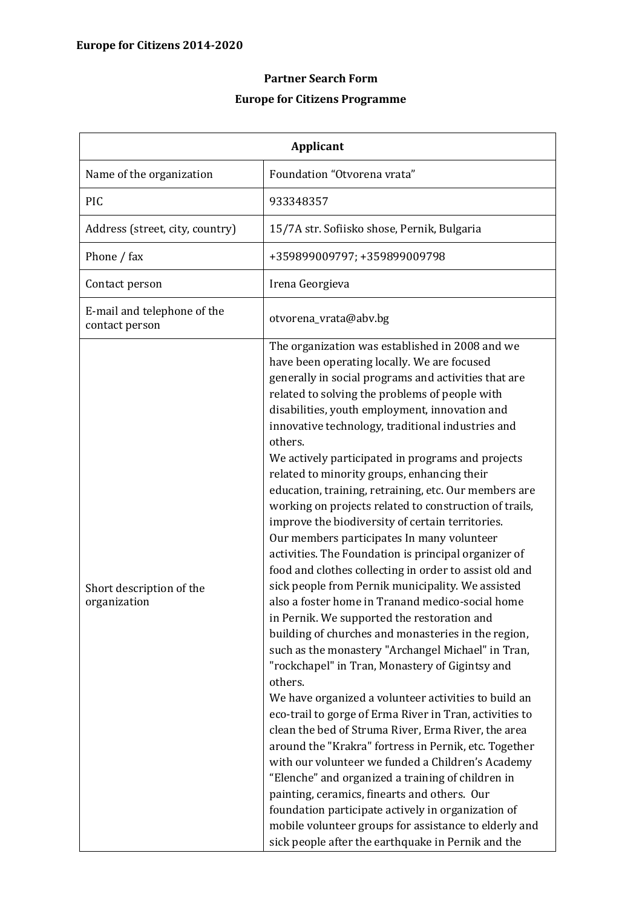**Europe for Citizens 2014-2020**

**Partner Search Form**

**Europe for Citizens Programme**

| **Applicant** | |
|---|---|
| Name of the organization | Foundation “Otvorena vrata” |
| PIC | 933348357 |
| Address (street, city, country) | 15/7A str. Sofiisko shose, Pernik, Bulgaria |
| Phone / fax | +359899009797; +359899009798 |
| Contact person | Irena Georgieva |
| E-mail and telephone of the contact person | otvorena_vrata@abv.bg |
| Short description of the organization | The organization was established in 2008 and we have been operating locally. We are focused generally in social programs and activities that are related to solving the problems of people with disabilities, youth employment, innovation and innovative technology, traditional industries and others.<br>We actively participated in programs and projects related to minority groups, enhancing their education, training, retraining, etc. Our members are working on projects related to construction of trails, improve the biodiversity of certain territories.<br>Our members participates In many volunteer activities. The Foundation is principal organizer of food and clothes collecting in order to assist old and sick people from Pernik municipality. We assisted also a foster home in Tranand medico-social home in Pernik. We supported the restoration and building of churches and monasteries in the region, such as the monastery "Archangel Michael" in Tran, "rockchapel" in Tran, Monastery of Gigintsy and others.<br>We have organized a volunteer activities to build an eco-trail to gorge of Erma River in Tran, activities to clean the bed of Struma River, Erma River, the area around the "Krakra" fortress in Pernik, etc. Together with our volunteer we funded a Children’s Academy “Elenche” and organized a training of children in painting, ceramics, finearts and others. Our foundation participate actively in organization of mobile volunteer groups for assistance to elderly and sick people after the earthquake in Pernik and the |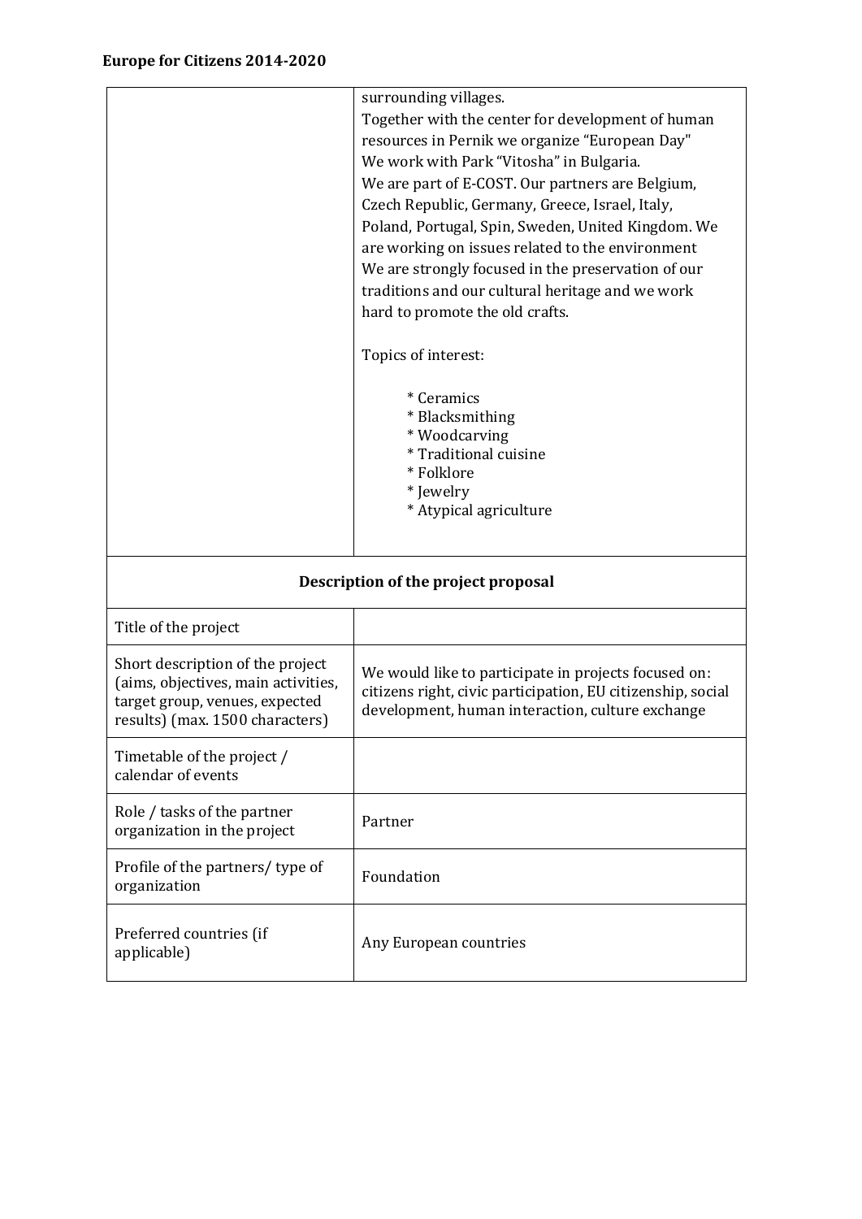| | |
|---|---|
| | surrounding villages.<br>Together with the center for development of human resources in Pernik we organize "European Day"<br>We work with Park "Vitosha" in Bulgaria.<br>We are part of E-COST. Our partners are Belgium, Czech Republic, Germany, Greece, Israel, Italy, Poland, Portugal, Spin, Sweden, United Kingdom. We are working on issues related to the environment<br>We are strongly focused in the preservation of our traditions and our cultural heritage and we work hard to promote the old crafts.<br><br>Topics of interest:<br><br>* Ceramics<br>* Blacksmithing<br>* Woodcarving<br>* Traditional cuisine<br>* Folklore<br>* Jewelry<br>* Atypical agriculture |

**Description of the project proposal**

| | |
|---|---|
| Title of the project | |
| Short description of the project (aims, objectives, main activities, target group, venues, expected results) (max. 1500 characters) | We would like to participate in projects focused on: citizens right, civic participation, EU citizenship, social development, human interaction, culture exchange |
| Timetable of the project / calendar of events | |
| Role / tasks of the partner organization in the project | Partner |
| Profile of the partners/ type of organization | Foundation |
| Preferred countries (if applicable) | Any European countries |